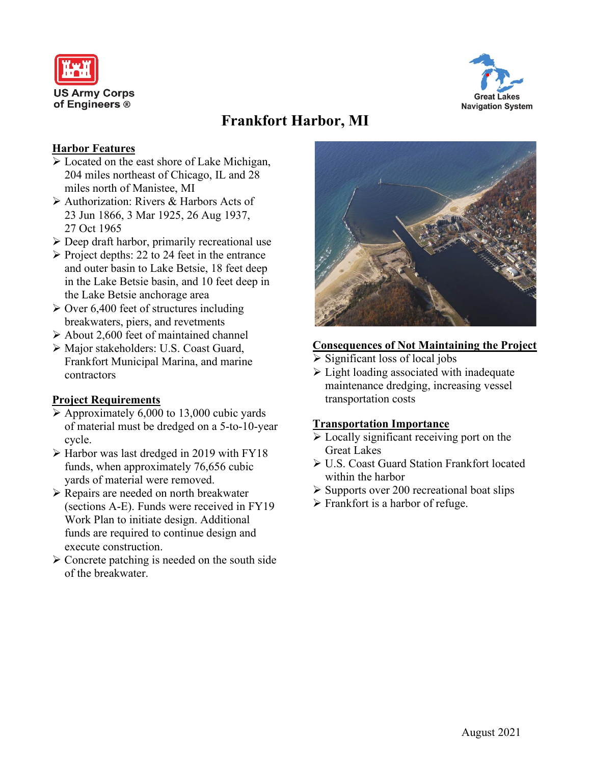US Army Corps of Engineers ®

Great Lakes Navigation System

# Frankfort Harbor, MI

## Harbor Features

- Located on the east shore of Lake Michigan, 204 miles northeast of Chicago, IL and 28 miles north of Manistee, MI
- Authorization: Rivers & Harbors Acts of 23 Jun 1866, 3 Mar 1925, 26 Aug 1937, 27 Oct 1965
- Deep draft harbor, primarily recreational use
- Project depths: 22 to 24 feet in the entrance and outer basin to Lake Betsie, 18 feet deep in the Lake Betsie basin, and 10 feet deep in the Lake Betsie anchorage area
- Over 6,400 feet of structures including breakwaters, piers, and revetments
- About 2,600 feet of maintained channel
- Major stakeholders: U.S. Coast Guard, Frankfort Municipal Marina, and marine contractors

## Project Requirements

- Approximately 6,000 to 13,000 cubic yards of material must be dredged on a 5-to-10-year cycle.
- Harbor was last dredged in 2019 with FY18 funds, when approximately 76,656 cubic yards of material were removed.
- Repairs are needed on north breakwater (sections A-E). Funds were received in FY19 Work Plan to initiate design. Additional funds are required to continue design and execute construction.
- Concrete patching is needed on the south side of the breakwater.

## Consequences of Not Maintaining the Project

- Significant loss of local jobs
- Light loading associated with inadequate maintenance dredging, increasing vessel transportation costs

## Transportation Importance

- Locally significant receiving port on the Great Lakes
- U.S. Coast Guard Station Frankfort located within the harbor
- Supports over 200 recreational boat slips
- Frankfort is a harbor of refuge.

August 2021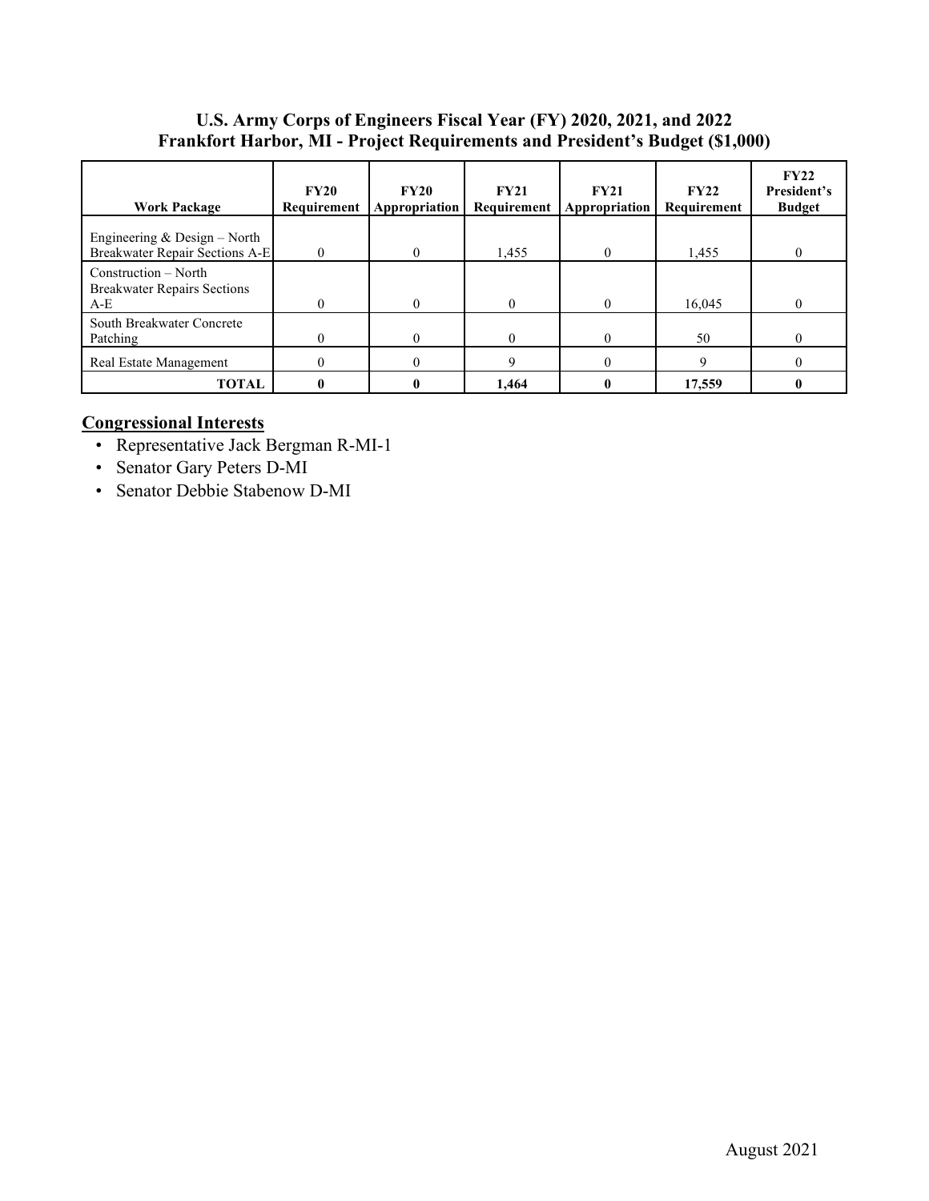**U.S. Army Corps of Engineers Fiscal Year (FY) 2020, 2021, and 2022**
**Frankfort Harbor, MI - Project Requirements and President's Budget ($1,000)**

| Work Package | FY20 Requirement | FY20 Appropriation | FY21 Requirement | FY21 Appropriation | FY22 Requirement | FY22 President's Budget |
|---|---|---|---|---|---|---|
| Engineering & Design – North Breakwater Repair Sections A-E | 0 | 0 | 1,455 | 0 | 1,455 | 0 |
| Construction – North Breakwater Repairs Sections A-E | 0 | 0 | 0 | 0 | 16,045 | 0 |
| South Breakwater Concrete Patching | 0 | 0 | 0 | 0 | 50 | 0 |
| Real Estate Management | 0 | 0 | 9 | 0 | 9 | 0 |
| **TOTAL** | **0** | **0** | **1,464** | **0** | **17,559** | **0** |

## Congressional Interests

- Representative Jack Bergman R-MI-1
- Senator Gary Peters D-MI
- Senator Debbie Stabenow D-MI

August 2021